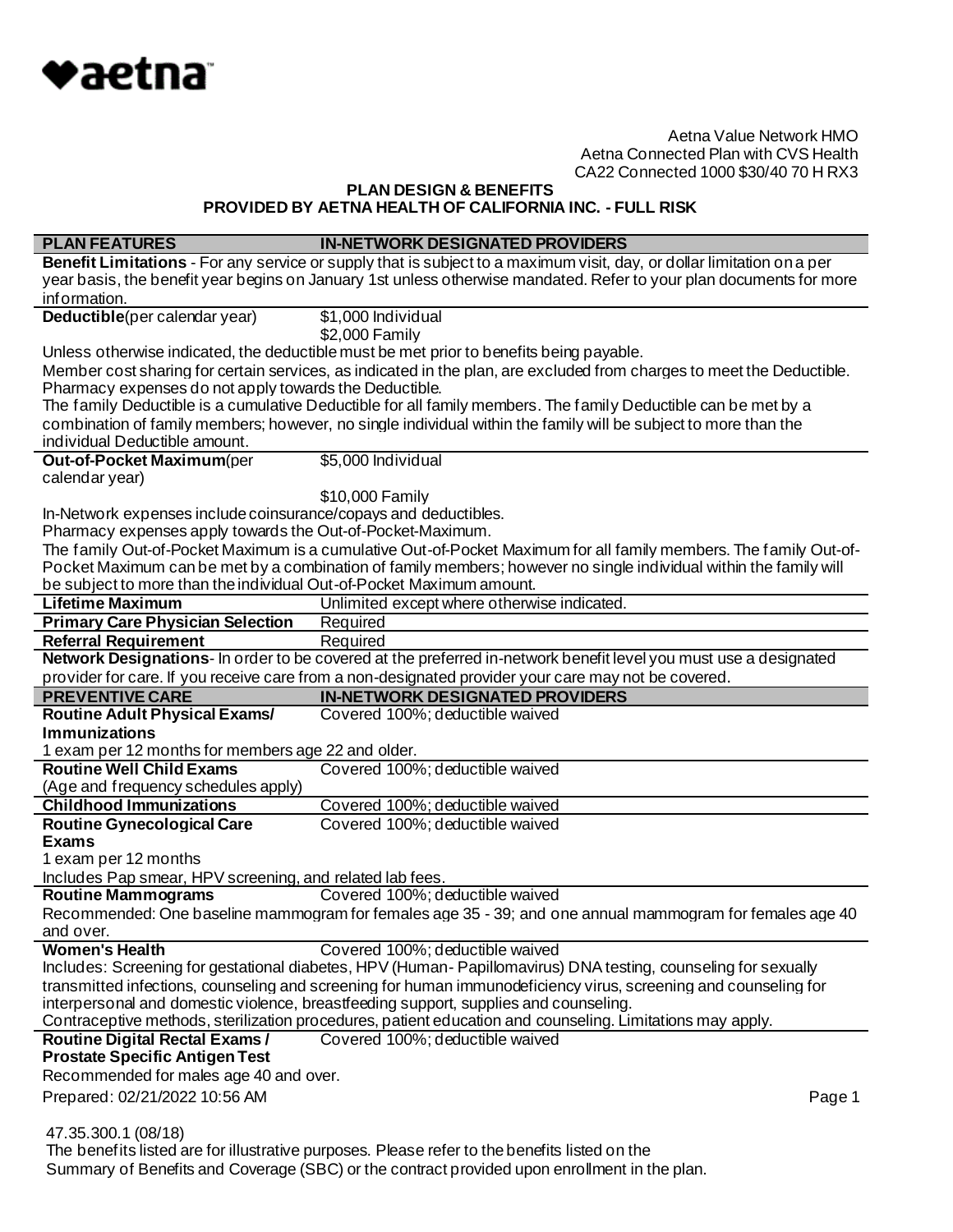♥aetna

Aetna Value Network HMO
Aetna Connected Plan with CVS Health
CA22 Connected 1000 $30/40 70 H RX3

## PLAN DESIGN & BENEFITS
## PROVIDED BY AETNA HEALTH OF CALIFORNIA INC. - FULL RISK

| PLAN FEATURES | IN-NETWORK DESIGNATED PROVIDERS |
|---|---|
| **Benefit Limitations** - For any service or supply that is subject to a maximum visit, day, or dollar limitation on a per year basis, the benefit year begins on January 1st unless otherwise mandated. Refer to your plan documents for more information. | |
| **Deductible**(per calendar year) | $1,000 Individual<br>$2,000 Family |
| Unless otherwise indicated, the deductible must be met prior to benefits being payable.<br>Member cost sharing for certain services, as indicated in the plan, are excluded from charges to meet the Deductible.<br>Pharmacy expenses do not apply towards the Deductible.<br>The family Deductible is a cumulative Deductible for all family members. The family Deductible can be met by a combination of family members; however, no single individual within the family will be subject to more than the individual Deductible amount. | |
| **Out-of-Pocket Maximum**(per calendar year) | $5,000 Individual<br>$10,000 Family |
| In-Network expenses include coinsurance/copays and deductibles.<br>Pharmacy expenses apply towards the Out-of-Pocket-Maximum.<br>The family Out-of-Pocket Maximum is a cumulative Out-of-Pocket Maximum for all family members. The family Out-of-Pocket Maximum can be met by a combination of family members; however no single individual within the family will be subject to more than the individual Out-of-Pocket Maximum amount. | |
| **Lifetime Maximum** | Unlimited except where otherwise indicated. |
| **Primary Care Physician Selection** | Required |
| **Referral Requirement** | Required |
| **Network Designations**- In order to be covered at the preferred in-network benefit level you must use a designated provider for care. If you receive care from a non-designated provider your care may not be covered. | |
| **PREVENTIVE CARE** | **IN-NETWORK DESIGNATED PROVIDERS** |
| **Routine Adult Physical Exams/ Immunizations** | Covered 100%; deductible waived |
| 1 exam per 12 months for members age 22 and older. | |
| **Routine Well Child Exams**<br>(Age and frequency schedules apply) | Covered 100%; deductible waived |
| **Childhood Immunizations** | Covered 100%; deductible waived |
| **Routine Gynecological Care Exams** | Covered 100%; deductible waived |
| 1 exam per 12 months<br>Includes Pap smear, HPV screening, and related lab fees. | |
| **Routine Mammograms** | Covered 100%; deductible waived |
| Recommended: One baseline mammogram for females age 35 - 39; and one annual mammogram for females age 40 and over. | |
| **Women's Health** | Covered 100%; deductible waived |
| Includes: Screening for gestational diabetes, HPV (Human- Papillomavirus) DNA testing, counseling for sexually transmitted infections, counseling and screening for human immunodeficiency virus, screening and counseling for interpersonal and domestic violence, breastfeeding support, supplies and counseling.<br>Contraceptive methods, sterilization procedures, patient education and counseling. Limitations may apply. | |
| **Routine Digital Rectal Exams / Prostate Specific Antigen Test** | Covered 100%; deductible waived |
| Recommended for males age 40 and over. | |

Prepared: 02/21/2022 10:56 AM

47.35.300.1 (08/18)
The benefits listed are for illustrative purposes. Please refer to the benefits listed on the Summary of Benefits and Coverage (SBC) or the contract provided upon enrollment in the plan.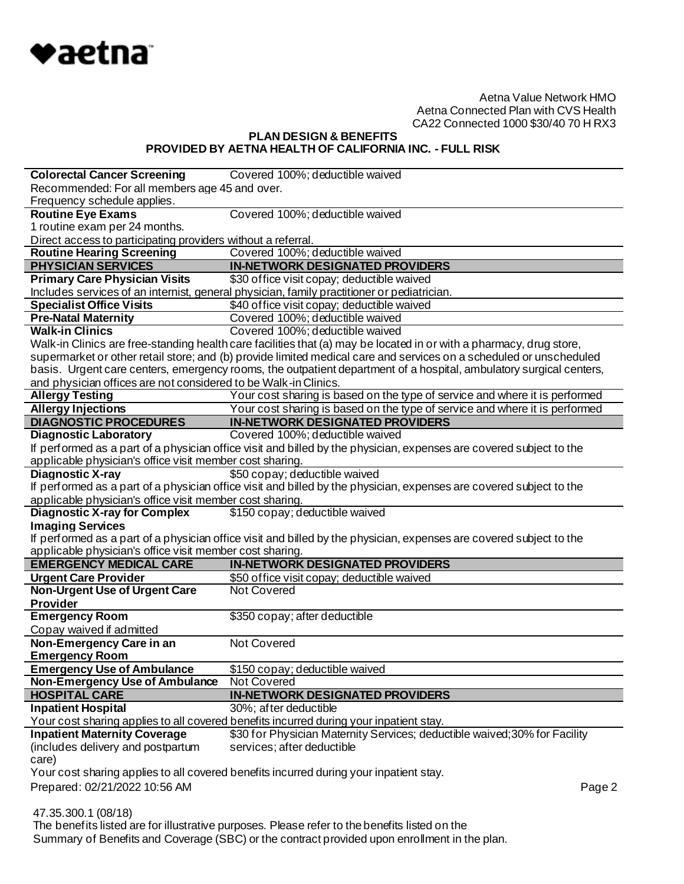Aetna Value Network HMO
Aetna Connected Plan with CVS Health
CA22 Connected 1000 $30/40 70 H RX3

**PLAN DESIGN & BENEFITS**
**PROVIDED BY AETNA HEALTH OF CALIFORNIA INC. - FULL RISK**

| | |
|---|---|
| **Colorectal Cancer Screening** | Covered 100%; deductible waived |
| Recommended: For all members age 45 and over. Frequency schedule applies. | |
| **Routine Eye Exams** | Covered 100%; deductible waived |
| 1 routine exam per 24 months. Direct access to participating providers without a referral. | |
| **Routine Hearing Screening** | Covered 100%; deductible waived |
| **PHYSICIAN SERVICES** | **IN-NETWORK DESIGNATED PROVIDERS** |
| **Primary Care Physician Visits** | $30 office visit copay; deductible waived |
| Includes services of an internist, general physician, family practitioner or pediatrician. | |
| **Specialist Office Visits** | $40 office visit copay; deductible waived |
| **Pre-Natal Maternity** | Covered 100%; deductible waived |
| **Walk-in Clinics** | Covered 100%; deductible waived |
| Walk-in Clinics are free-standing health care facilities that (a) may be located in or with a pharmacy, drug store, supermarket or other retail store; and (b) provide limited medical care and services on a scheduled or unscheduled basis. Urgent care centers, emergency rooms, the outpatient department of a hospital, ambulatory surgical centers, and physician offices are not considered to be Walk-in Clinics. | |
| **Allergy Testing** | Your cost sharing is based on the type of service and where it is performed |
| **Allergy Injections** | Your cost sharing is based on the type of service and where it is performed |
| **DIAGNOSTIC PROCEDURES** | **IN-NETWORK DESIGNATED PROVIDERS** |
| **Diagnostic Laboratory** | Covered 100%; deductible waived |
| If performed as a part of a physician office visit and billed by the physician, expenses are covered subject to the applicable physician's office visit member cost sharing. | |
| **Diagnostic X-ray** | $50 copay; deductible waived |
| If performed as a part of a physician office visit and billed by the physician, expenses are covered subject to the applicable physician's office visit member cost sharing. | |
| **Diagnostic X-ray for Complex Imaging Services** | $150 copay; deductible waived |
| If performed as a part of a physician office visit and billed by the physician, expenses are covered subject to the applicable physician's office visit member cost sharing. | |
| **EMERGENCY MEDICAL CARE** | **IN-NETWORK DESIGNATED PROVIDERS** |
| **Urgent Care Provider** | $50 office visit copay; deductible waived |
| **Non-Urgent Use of Urgent Care Provider** | Not Covered |
| **Emergency Room** | $350 copay; after deductible |
| Copay waived if admitted | |
| **Non-Emergency Care in an Emergency Room** | Not Covered |
| **Emergency Use of Ambulance** | $150 copay; deductible waived |
| **Non-Emergency Use of Ambulance** | Not Covered |
| **HOSPITAL CARE** | **IN-NETWORK DESIGNATED PROVIDERS** |
| **Inpatient Hospital** | 30%; after deductible |
| Your cost sharing applies to all covered benefits incurred during your inpatient stay. | |
| **Inpatient Maternity Coverage** (includes delivery and postpartum care) | $30 for Physician Maternity Services; deductible waived;30% for Facility services; after deductible |
| Your cost sharing applies to all covered benefits incurred during your inpatient stay. | |

Prepared: 02/21/2022 10:56 AM

47.35.300.1 (08/18)
The benefits listed are for illustrative purposes. Please refer to the benefits listed on the Summary of Benefits and Coverage (SBC) or the contract provided upon enrollment in the plan.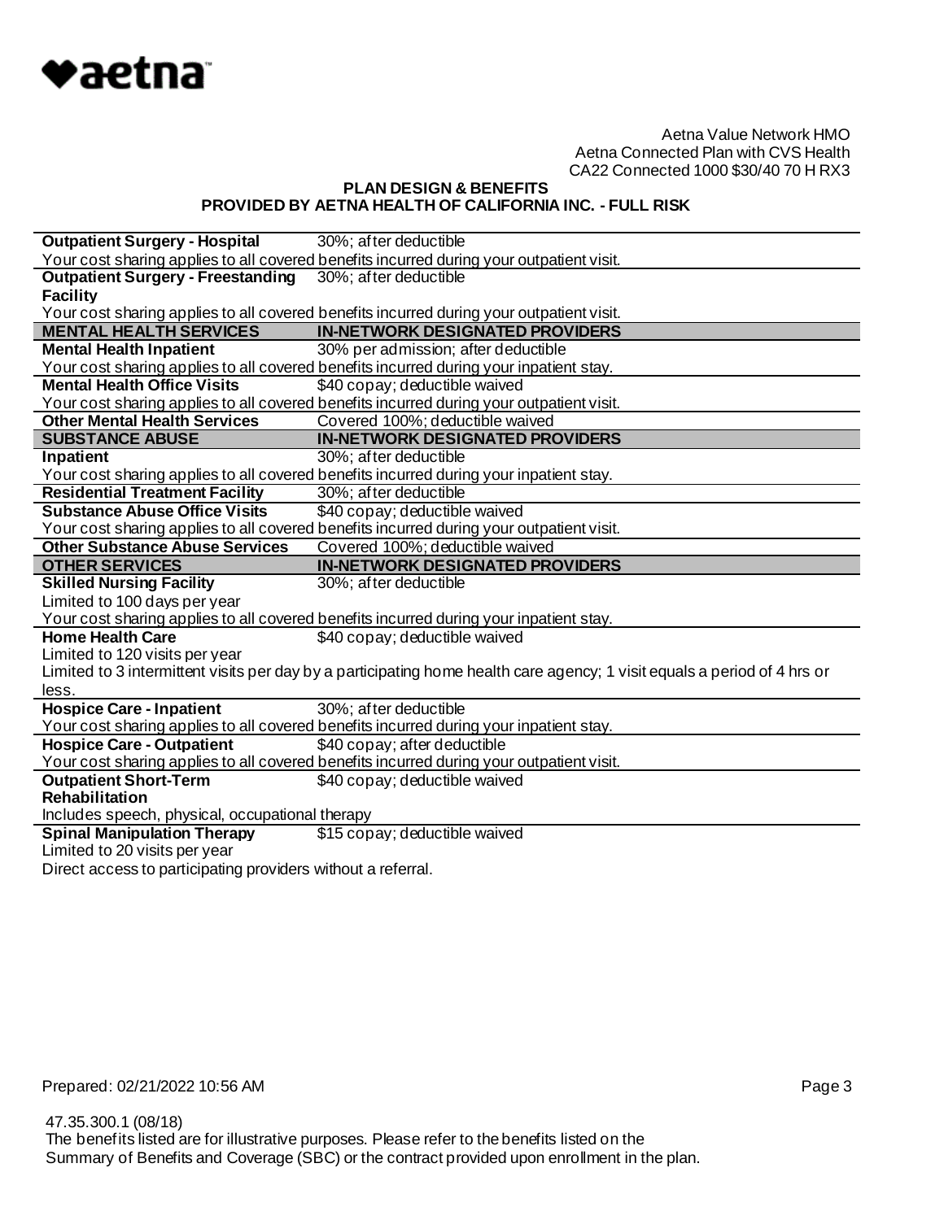Aetna Value Network HMO
Aetna Connected Plan with CVS Health
CA22 Connected 1000 $30/40 70 H RX3

**PLAN DESIGN & BENEFITS**
**PROVIDED BY AETNA HEALTH OF CALIFORNIA INC. - FULL RISK**

| | |
|---|---|
| **Outpatient Surgery - Hospital** | 30%; after deductible |
| Your cost sharing applies to all covered benefits incurred during your outpatient visit. | |
| **Outpatient Surgery - Freestanding Facility** | 30%; after deductible |
| Your cost sharing applies to all covered benefits incurred during your outpatient visit. | |
| **MENTAL HEALTH SERVICES** | **IN-NETWORK DESIGNATED PROVIDERS** |
| **Mental Health Inpatient** | 30% per admission; after deductible |
| Your cost sharing applies to all covered benefits incurred during your inpatient stay. | |
| **Mental Health Office Visits** | $40 copay; deductible waived |
| Your cost sharing applies to all covered benefits incurred during your outpatient visit. | |
| **Other Mental Health Services** | Covered 100%; deductible waived |
| **SUBSTANCE ABUSE** | **IN-NETWORK DESIGNATED PROVIDERS** |
| **Inpatient** | 30%; after deductible |
| Your cost sharing applies to all covered benefits incurred during your inpatient stay. | |
| **Residential Treatment Facility** | 30%; after deductible |
| **Substance Abuse Office Visits** | $40 copay; deductible waived |
| Your cost sharing applies to all covered benefits incurred during your outpatient visit. | |
| **Other Substance Abuse Services** | Covered 100%; deductible waived |
| **OTHER SERVICES** | **IN-NETWORK DESIGNATED PROVIDERS** |
| **Skilled Nursing Facility** | 30%; after deductible |
| Limited to 100 days per year | |
| Your cost sharing applies to all covered benefits incurred during your inpatient stay. | |
| **Home Health Care** | $40 copay; deductible waived |
| Limited to 120 visits per year | |
| Limited to 3 intermittent visits per day by a participating home health care agency; 1 visit equals a period of 4 hrs or less. | |
| **Hospice Care - Inpatient** | 30%; after deductible |
| Your cost sharing applies to all covered benefits incurred during your inpatient stay. | |
| **Hospice Care - Outpatient** | $40 copay; after deductible |
| Your cost sharing applies to all covered benefits incurred during your outpatient visit. | |
| **Outpatient Short-Term Rehabilitation** | $40 copay; deductible waived |
| Includes speech, physical, occupational therapy | |
| **Spinal Manipulation Therapy** | $15 copay; deductible waived |
| Limited to 20 visits per year | |
| Direct access to participating providers without a referral. | |

Prepared: 02/21/2022 10:56 AM

47.35.300.1 (08/18)
The benefits listed are for illustrative purposes. Please refer to the benefits listed on the Summary of Benefits and Coverage (SBC) or the contract provided upon enrollment in the plan.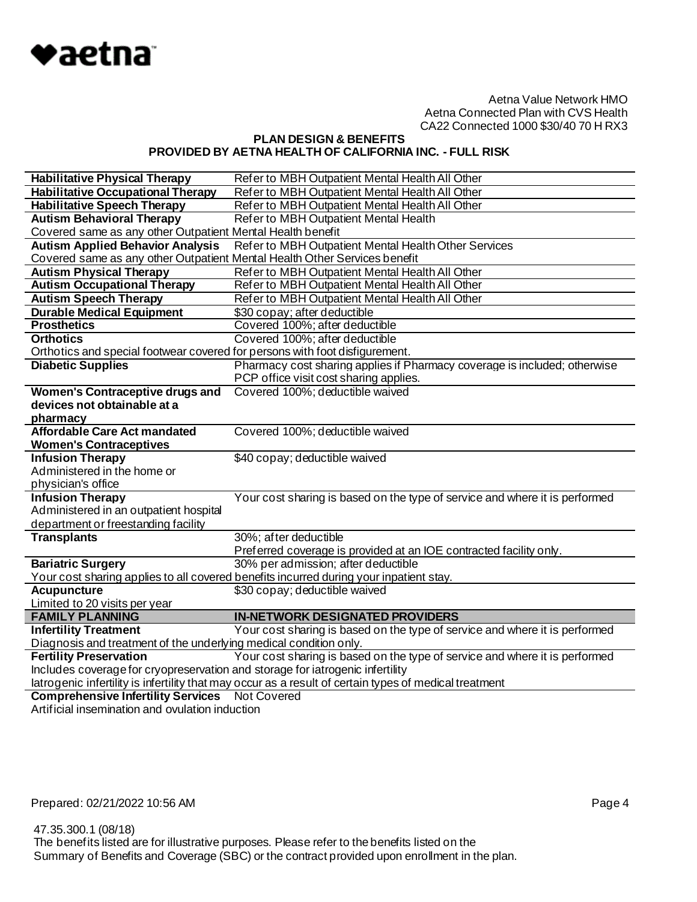Aetna Value Network HMO
Aetna Connected Plan with CVS Health
CA22 Connected 1000 $30/40 70 H RX3

**PLAN DESIGN & BENEFITS**
**PROVIDED BY AETNA HEALTH OF CALIFORNIA INC. - FULL RISK**

| | |
|---|---|
| **Habilitative Physical Therapy** | Refer to MBH Outpatient Mental Health All Other |
| **Habilitative Occupational Therapy** | Refer to MBH Outpatient Mental Health All Other |
| **Habilitative Speech Therapy** | Refer to MBH Outpatient Mental Health All Other |
| **Autism Behavioral Therapy** | Refer to MBH Outpatient Mental Health |
| Covered same as any other Outpatient Mental Health benefit | |
| **Autism Applied Behavior Analysis** | Refer to MBH Outpatient Mental Health Other Services |
| Covered same as any other Outpatient Mental Health Other Services benefit | |
| **Autism Physical Therapy** | Refer to MBH Outpatient Mental Health All Other |
| **Autism Occupational Therapy** | Refer to MBH Outpatient Mental Health All Other |
| **Autism Speech Therapy** | Refer to MBH Outpatient Mental Health All Other |
| **Durable Medical Equipment** | $30 copay; after deductible |
| **Prosthetics** | Covered 100%; after deductible |
| **Orthotics** | Covered 100%; after deductible |
| Orthotics and special footwear covered for persons with foot disfigurement. | |
| **Diabetic Supplies** | Pharmacy cost sharing applies if Pharmacy coverage is included; otherwise PCP office visit cost sharing applies. |
| **Women's Contraceptive drugs and devices not obtainable at a pharmacy** | Covered 100%; deductible waived |
| **Affordable Care Act mandated Women's Contraceptives** | Covered 100%; deductible waived |
| **Infusion Therapy** Administered in the home or physician's office | $40 copay; deductible waived |
| **Infusion Therapy** Administered in an outpatient hospital department or freestanding facility | Your cost sharing is based on the type of service and where it is performed |
| **Transplants** | 30%; after deductible Preferred coverage is provided at an IOE contracted facility only. |
| **Bariatric Surgery** | 30% per admission; after deductible |
| Your cost sharing applies to all covered benefits incurred during your inpatient stay. | |
| **Acupuncture** Limited to 20 visits per year | $30 copay; deductible waived |
| **FAMILY PLANNING** | **IN-NETWORK DESIGNATED PROVIDERS** |
| **Infertility Treatment** | Your cost sharing is based on the type of service and where it is performed |
| Diagnosis and treatment of the underlying medical condition only. | |
| **Fertility Preservation** | Your cost sharing is based on the type of service and where it is performed |
| Includes coverage for cryopreservation and storage for iatrogenic infertility. Iatrogenic infertility is infertility that may occur as a result of certain types of medical treatment | |
| **Comprehensive Infertility Services** | Not Covered |
| Artificial insemination and ovulation induction | |

Prepared: 02/21/2022 10:56 AM

47.35.300.1 (08/18)
The benefits listed are for illustrative purposes. Please refer to the benefits listed on the Summary of Benefits and Coverage (SBC) or the contract provided upon enrollment in the plan.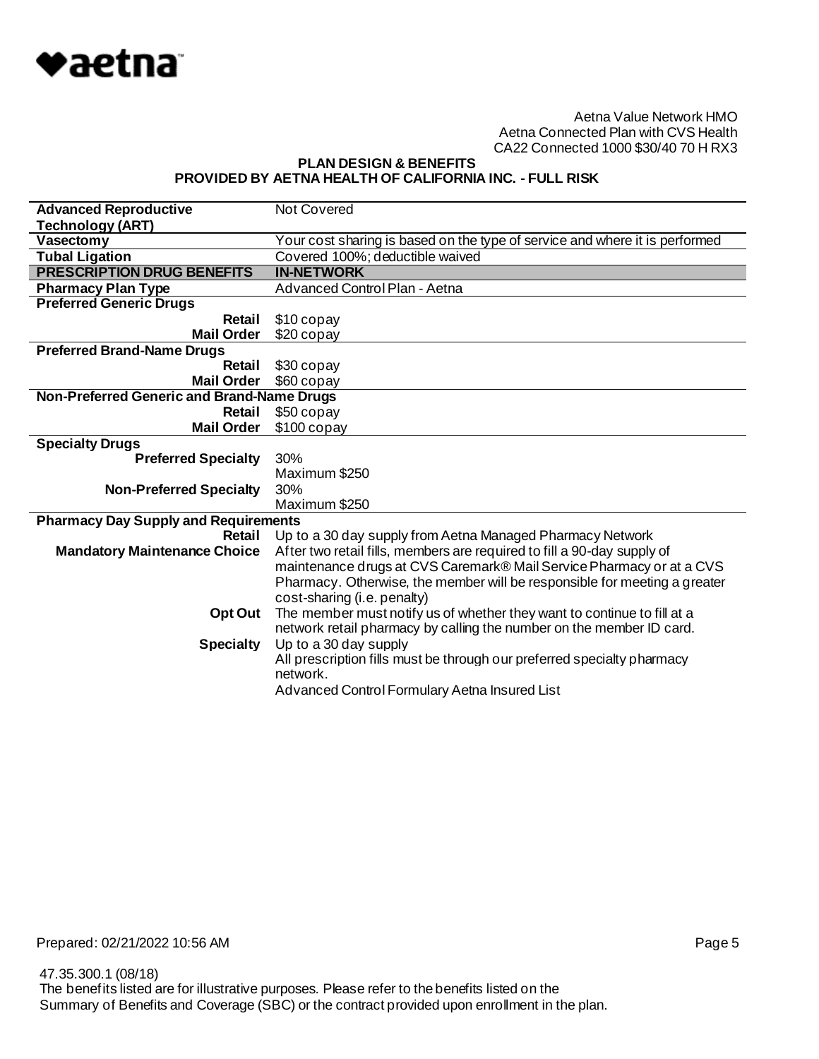Aetna Value Network HMO
Aetna Connected Plan with CVS Health
CA22 Connected 1000 $30/40 70 H RX3

**PLAN DESIGN & BENEFITS**
**PROVIDED BY AETNA HEALTH OF CALIFORNIA INC. - FULL RISK**

| | |
|---|---|
| **Advanced Reproductive Technology (ART)** | Not Covered |
| **Vasectomy** | Your cost sharing is based on the type of service and where it is performed |
| **Tubal Ligation** | Covered 100%; deductible waived |
| **PRESCRIPTION DRUG BENEFITS** | **IN-NETWORK** |
| **Pharmacy Plan Type** | Advanced Control Plan - Aetna |
| **Preferred Generic Drugs** | |
| **Retail** | $10 copay |
| **Mail Order** | $20 copay |
| **Preferred Brand-Name Drugs** | |
| **Retail** | $30 copay |
| **Mail Order** | $60 copay |
| **Non-Preferred Generic and Brand-Name Drugs** | |
| **Retail** | $50 copay |
| **Mail Order** | $100 copay |
| **Specialty Drugs** | |
| **Preferred Specialty** | 30%<br>Maximum $250 |
| **Non-Preferred Specialty** | 30%<br>Maximum $250 |
| **Pharmacy Day Supply and Requirements** | |
| **Retail** | Up to a 30 day supply from Aetna Managed Pharmacy Network |
| **Mandatory Maintenance Choice** | After two retail fills, members are required to fill a 90-day supply of maintenance drugs at CVS Caremark® Mail Service Pharmacy or at a CVS Pharmacy. Otherwise, the member will be responsible for meeting a greater cost-sharing (i.e. penalty) |
| **Opt Out** | The member must notify us of whether they want to continue to fill at a network retail pharmacy by calling the number on the member ID card. |
| **Specialty** | Up to a 30 day supply<br>All prescription fills must be through our preferred specialty pharmacy network.<br>Advanced Control Formulary Aetna Insured List |

Prepared: 02/21/2022 10:56 AM

47.35.300.1 (08/18)
The benefits listed are for illustrative purposes. Please refer to the benefits listed on the Summary of Benefits and Coverage (SBC) or the contract provided upon enrollment in the plan.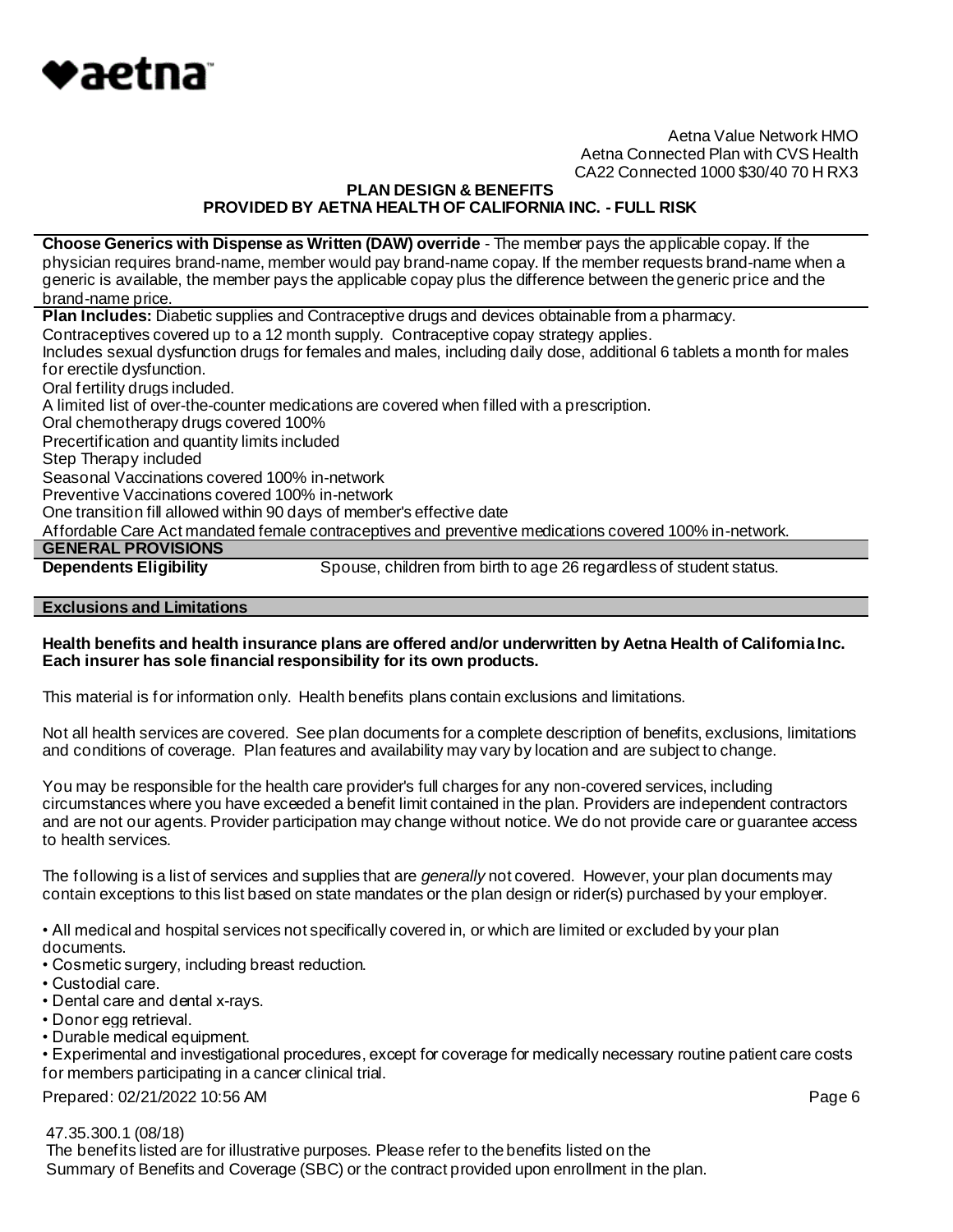Aetna Value Network HMO
Aetna Connected Plan with CVS Health
CA22 Connected 1000 $30/40 70 H RX3

**PLAN DESIGN & BENEFITS**
**PROVIDED BY AETNA HEALTH OF CALIFORNIA INC. - FULL RISK**

**Choose Generics with Dispense as Written (DAW) override** - The member pays the applicable copay. If the physician requires brand-name, member would pay brand-name copay. If the member requests brand-name when a generic is available, the member pays the applicable copay plus the difference between the generic price and the brand-name price.

**Plan Includes:** Diabetic supplies and Contraceptive drugs and devices obtainable from a pharmacy.
Contraceptives covered up to a 12 month supply. Contraceptive copay strategy applies.
Includes sexual dysfunction drugs for females and males, including daily dose, additional 6 tablets a month for males for erectile dysfunction.
Oral fertility drugs included.
A limited list of over-the-counter medications are covered when filled with a prescription.
Oral chemotherapy drugs covered 100%
Precertification and quantity limits included
Step Therapy included
Seasonal Vaccinations covered 100% in-network
Preventive Vaccinations covered 100% in-network
One transition fill allowed within 90 days of member's effective date
Affordable Care Act mandated female contraceptives and preventive medications covered 100% in-network.

## GENERAL PROVISIONS

| | |
|---|---|
| **Dependents Eligibility** | Spouse, children from birth to age 26 regardless of student status. |

## Exclusions and Limitations

**Health benefits and health insurance plans are offered and/or underwritten by Aetna Health of California Inc. Each insurer has sole financial responsibility for its own products.**

This material is for information only. Health benefits plans contain exclusions and limitations.

Not all health services are covered. See plan documents for a complete description of benefits, exclusions, limitations and conditions of coverage. Plan features and availability may vary by location and are subject to change.

You may be responsible for the health care provider's full charges for any non-covered services, including circumstances where you have exceeded a benefit limit contained in the plan. Providers are independent contractors and are not our agents. Provider participation may change without notice. We do not provide care or guarantee access to health services.

The following is a list of services and supplies that are *generally* not covered. However, your plan documents may contain exceptions to this list based on state mandates or the plan design or rider(s) purchased by your employer.

- All medical and hospital services not specifically covered in, or which are limited or excluded by your plan documents.
- Cosmetic surgery, including breast reduction.
- Custodial care.
- Dental care and dental x-rays.
- Donor egg retrieval.
- Durable medical equipment.
- Experimental and investigational procedures, except for coverage for medically necessary routine patient care costs for members participating in a cancer clinical trial.

Prepared: 02/21/2022 10:56 AM

47.35.300.1 (08/18)
The benefits listed are for illustrative purposes. Please refer to the benefits listed on the Summary of Benefits and Coverage (SBC) or the contract provided upon enrollment in the plan.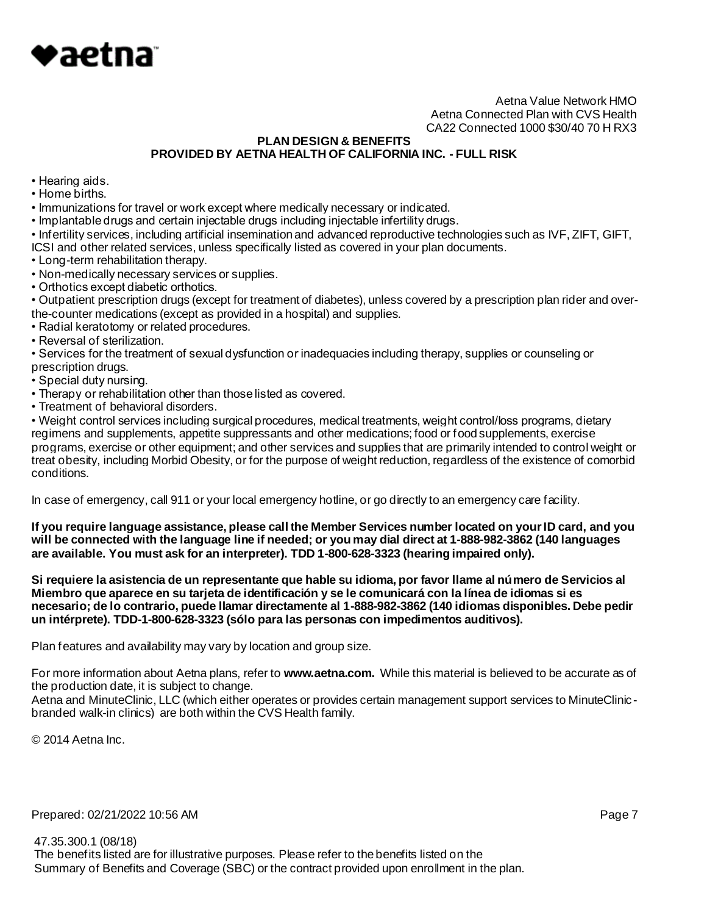Aetna Value Network HMO
Aetna Connected Plan with CVS Health
CA22 Connected 1000 $30/40 70 H RX3

**PLAN DESIGN & BENEFITS**
**PROVIDED BY AETNA HEALTH OF CALIFORNIA INC. - FULL RISK**

- Hearing aids.
- Home births.
- Immunizations for travel or work except where medically necessary or indicated.
- Implantable drugs and certain injectable drugs including injectable infertility drugs.
- Infertility services, including artificial insemination and advanced reproductive technologies such as IVF, ZIFT, GIFT, ICSI and other related services, unless specifically listed as covered in your plan documents.
- Long-term rehabilitation therapy.
- Non-medically necessary services or supplies.
- Orthotics except diabetic orthotics.
- Outpatient prescription drugs (except for treatment of diabetes), unless covered by a prescription plan rider and over-the-counter medications (except as provided in a hospital) and supplies.
- Radial keratotomy or related procedures.
- Reversal of sterilization.
- Services for the treatment of sexual dysfunction or inadequacies including therapy, supplies or counseling or prescription drugs.
- Special duty nursing.
- Therapy or rehabilitation other than those listed as covered.
- Treatment of behavioral disorders.
- Weight control services including surgical procedures, medical treatments, weight control/loss programs, dietary regimens and supplements, appetite suppressants and other medications; food or food supplements, exercise programs, exercise or other equipment; and other services and supplies that are primarily intended to control weight or treat obesity, including Morbid Obesity, or for the purpose of weight reduction, regardless of the existence of comorbid conditions.

In case of emergency, call 911 or your local emergency hotline, or go directly to an emergency care facility.

**If you require language assistance, please call the Member Services number located on your ID card, and you will be connected with the language line if needed; or you may dial direct at 1-888-982-3862 (140 languages are available. You must ask for an interpreter). TDD 1-800-628-3323 (hearing impaired only).**

**Si requiere la asistencia de un representante que hable su idioma, por favor llame al número de Servicios al Miembro que aparece en su tarjeta de identificación y se le comunicará con la línea de idiomas si es necesario; de lo contrario, puede llamar directamente al 1-888-982-3862 (140 idiomas disponibles. Debe pedir un intérprete). TDD-1-800-628-3323 (sólo para las personas con impedimentos auditivos).**

Plan features and availability may vary by location and group size.

For more information about Aetna plans, refer to **www.aetna.com.** While this material is believed to be accurate as of the production date, it is subject to change.
Aetna and MinuteClinic, LLC (which either operates or provides certain management support services to MinuteClinic-branded walk-in clinics) are both within the CVS Health family.

© 2014 Aetna Inc.

Prepared: 02/21/2022 10:56 AM

47.35.300.1 (08/18)
The benefits listed are for illustrative purposes. Please refer to the benefits listed on the Summary of Benefits and Coverage (SBC) or the contract provided upon enrollment in the plan.